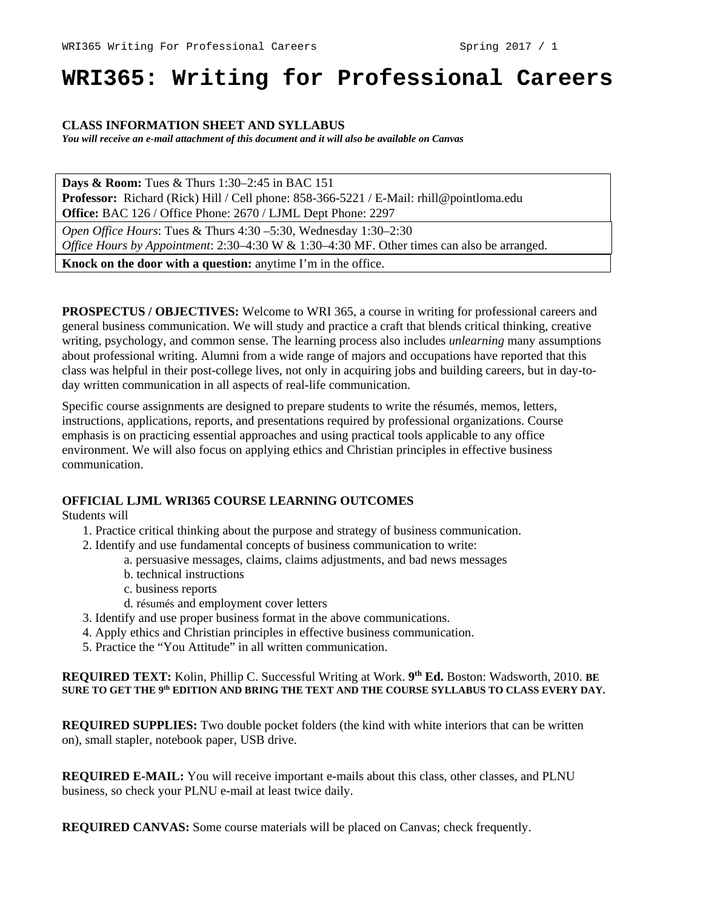# WRI365: Writing for Professional Careers

**CLASS INFORMATION SHEET AND SYLLABUS**
***You will receive an e-mail attachment of this document and it will also be available on Canvas***

**Days & Room:** Tues & Thurs 1:30–2:45 in BAC 151
**Professor:** Richard (Rick) Hill / Cell phone: 858-366-5221 / E-Mail: rhill@pointloma.edu
**Office:** BAC 126 / Office Phone: 2670 / LJML Dept Phone: 2297

*Open Office Hours*: Tues & Thurs 4:30 –5:30, Wednesday 1:30–2:30
*Office Hours by Appointment*: 2:30–4:30 W & 1:30–4:30 MF. Other times can also be arranged.

**Knock on the door with a question:** anytime I'm in the office.

**PROSPECTUS / OBJECTIVES:** Welcome to WRI 365, a course in writing for professional careers and general business communication. We will study and practice a craft that blends critical thinking, creative writing, psychology, and common sense. The learning process also includes *unlearning* many assumptions about professional writing. Alumni from a wide range of majors and occupations have reported that this class was helpful in their post-college lives, not only in acquiring jobs and building careers, but in day-to-day written communication in all aspects of real-life communication.

Specific course assignments are designed to prepare students to write the résumés, memos, letters, instructions, applications, reports, and presentations required by professional organizations. Course emphasis is on practicing essential approaches and using practical tools applicable to any office environment. We will also focus on applying ethics and Christian principles in effective business communication.

**OFFICIAL LJML WRI365 COURSE LEARNING OUTCOMES**
Students will

1. Practice critical thinking about the purpose and strategy of business communication.
2. Identify and use fundamental concepts of business communication to write:
    a. persuasive messages, claims, claims adjustments, and bad news messages
    b. technical instructions
    c. business reports
    d. résumés and employment cover letters
3. Identify and use proper business format in the above communications.
4. Apply ethics and Christian principles in effective business communication.
5. Practice the "You Attitude" in all written communication.

**REQUIRED TEXT:** Kolin, Phillip C. Successful Writing at Work. **9th Ed.** Boston: Wadsworth, 2010. **BE SURE TO GET THE 9th EDITION AND BRING THE TEXT AND THE COURSE SYLLABUS TO CLASS EVERY DAY.**

**REQUIRED SUPPLIES:** Two double pocket folders (the kind with white interiors that can be written on), small stapler, notebook paper, USB drive.

**REQUIRED E-MAIL:** You will receive important e-mails about this class, other classes, and PLNU business, so check your PLNU e-mail at least twice daily.

**REQUIRED CANVAS:** Some course materials will be placed on Canvas; check frequently.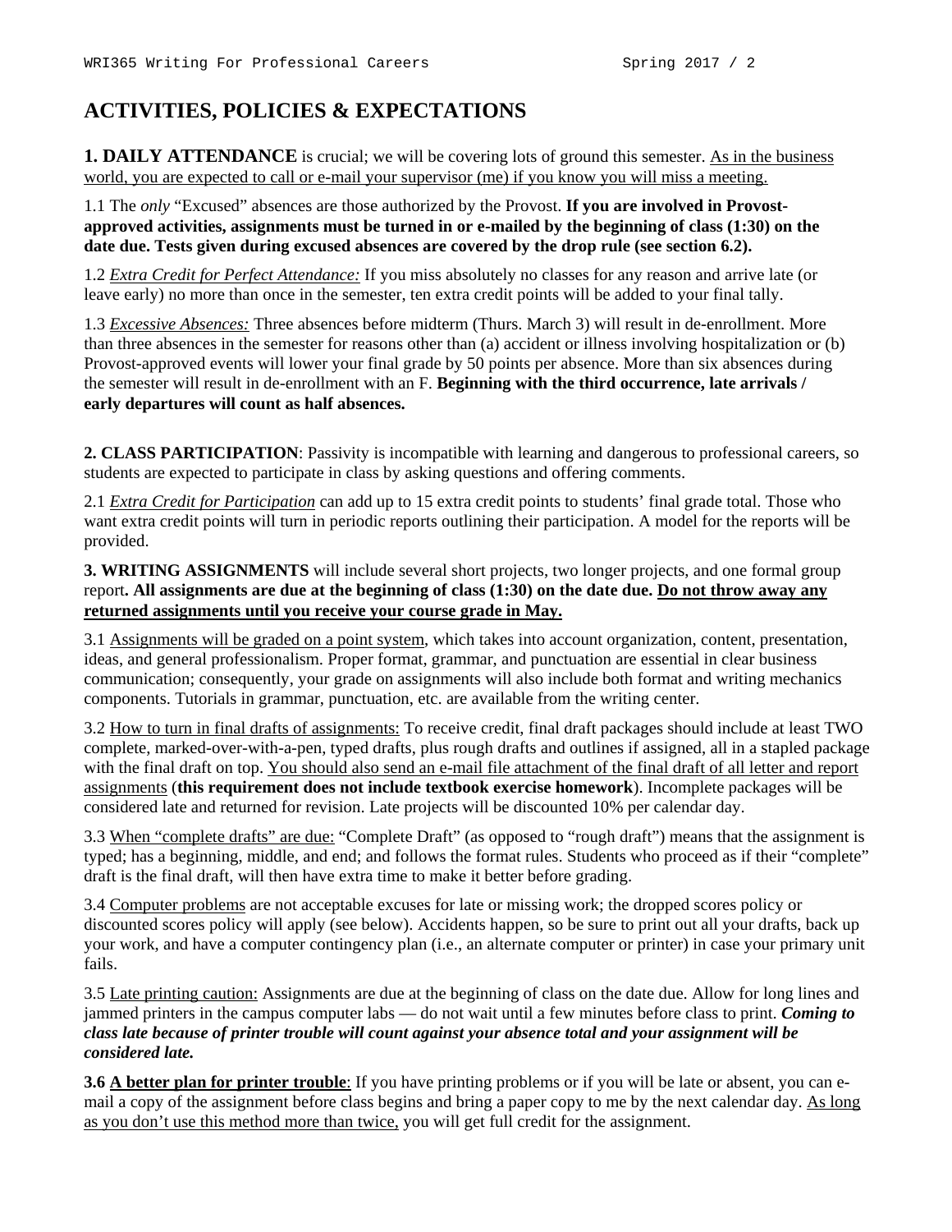# ACTIVITIES, POLICIES & EXPECTATIONS

**1. DAILY ATTENDANCE** is crucial; we will be covering lots of ground this semester. <u>As in the business world, you are expected to call or e-mail your supervisor (me) if you know you will miss a meeting.</u>

1.1 The *only* "Excused" absences are those authorized by the Provost. **If you are involved in Provost-approved activities, assignments must be turned in or e-mailed by the beginning of class (1:30) on the date due. Tests given during excused absences are covered by the drop rule (see section 6.2).**

1.2 *<u>Extra Credit for Perfect Attendance:</u>* If you miss absolutely no classes for any reason and arrive late (or leave early) no more than once in the semester, ten extra credit points will be added to your final tally.

1.3 *<u>Excessive Absences:</u>* Three absences before midterm (Thurs. March 3) will result in de-enrollment. More than three absences in the semester for reasons other than (a) accident or illness involving hospitalization or (b) Provost-approved events will lower your final grade by 50 points per absence. More than six absences during the semester will result in de-enrollment with an F. **Beginning with the third occurrence, late arrivals / early departures will count as half absences.**

**2. CLASS PARTICIPATION**: Passivity is incompatible with learning and dangerous to professional careers, so students are expected to participate in class by asking questions and offering comments.

2.1 *<u>Extra Credit for Participation</u>* can add up to 15 extra credit points to students' final grade total. Those who want extra credit points will turn in periodic reports outlining their participation. A model for the reports will be provided.

**3. WRITING ASSIGNMENTS** will include several short projects, two longer projects, and one formal group report**. All assignments are due at the beginning of class (1:30) on the date due. <u>Do not throw away any returned assignments until you receive your course grade in May.</u>**

3.1 <u>Assignments will be graded on a point system</u>, which takes into account organization, content, presentation, ideas, and general professionalism. Proper format, grammar, and punctuation are essential in clear business communication; consequently, your grade on assignments will also include both format and writing mechanics components. Tutorials in grammar, punctuation, etc. are available from the writing center.

3.2 <u>How to turn in final drafts of assignments:</u> To receive credit, final draft packages should include at least TWO complete, marked-over-with-a-pen, typed drafts, plus rough drafts and outlines if assigned, all in a stapled package with the final draft on top. <u>You should also send an e-mail file attachment of the final draft of all letter and report assignments</u> (**this requirement does not include textbook exercise homework**). Incomplete packages will be considered late and returned for revision. Late projects will be discounted 10% per calendar day.

3.3 <u>When "complete drafts" are due:</u> "Complete Draft" (as opposed to "rough draft") means that the assignment is typed; has a beginning, middle, and end; and follows the format rules. Students who proceed as if their "complete" draft is the final draft, will then have extra time to make it better before grading.

3.4 <u>Computer problems</u> are not acceptable excuses for late or missing work; the dropped scores policy or discounted scores policy will apply (see below). Accidents happen, so be sure to print out all your drafts, back up your work, and have a computer contingency plan (i.e., an alternate computer or printer) in case your primary unit fails.

3.5 <u>Late printing caution:</u> Assignments are due at the beginning of class on the date due. Allow for long lines and jammed printers in the campus computer labs — do not wait until a few minutes before class to print. ***Coming to class late because of printer trouble will count against your absence total and your assignment will be considered late.***

**3.6 <u>A better plan for printer trouble</u>**: If you have printing problems or if you will be late or absent, you can e-mail a copy of the assignment before class begins and bring a paper copy to me by the next calendar day. <u>As long as you don't use this method more than twice,</u> you will get full credit for the assignment.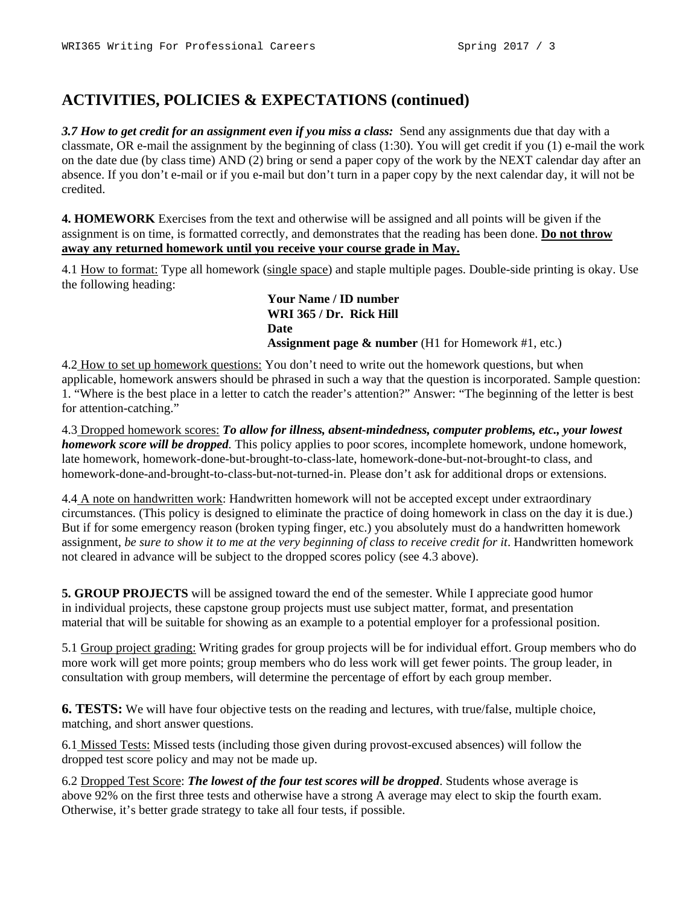## ACTIVITIES, POLICIES & EXPECTATIONS (continued)

***3.7 How to get credit for an assignment even if you miss a class:*** Send any assignments due that day with a classmate, OR e-mail the assignment by the beginning of class (1:30). You will get credit if you (1) e-mail the work on the date due (by class time) AND (2) bring or send a paper copy of the work by the NEXT calendar day after an absence. If you don't e-mail or if you e-mail but don't turn in a paper copy by the next calendar day, it will not be credited.

**4. HOMEWORK** Exercises from the text and otherwise will be assigned and all points will be given if the assignment is on time, is formatted correctly, and demonstrates that the reading has been done. **Do not throw away any returned homework until you receive your course grade in May.**

4.1 How to format: Type all homework (single space) and staple multiple pages. Double-side printing is okay. Use the following heading:

> **Your Name / ID number**
> **WRI 365 / Dr. Rick Hill**
> **Date**
> **Assignment page & number** (H1 for Homework #1, etc.)

4.2 How to set up homework questions: You don't need to write out the homework questions, but when applicable, homework answers should be phrased in such a way that the question is incorporated. Sample question: 1. "Where is the best place in a letter to catch the reader's attention?" Answer: "The beginning of the letter is best for attention-catching."

4.3 Dropped homework scores: ***To allow for illness, absent-mindedness, computer problems, etc., your lowest homework score will be dropped***. This policy applies to poor scores, incomplete homework, undone homework, late homework, homework-done-but-brought-to-class-late, homework-done-but-not-brought-to class, and homework-done-and-brought-to-class-but-not-turned-in. Please don't ask for additional drops or extensions.

4.4 A note on handwritten work: Handwritten homework will not be accepted except under extraordinary circumstances. (This policy is designed to eliminate the practice of doing homework in class on the day it is due.) But if for some emergency reason (broken typing finger, etc.) you absolutely must do a handwritten homework assignment, *be sure to show it to me at the very beginning of class to receive credit for it*. Handwritten homework not cleared in advance will be subject to the dropped scores policy (see 4.3 above).

**5. GROUP PROJECTS** will be assigned toward the end of the semester. While I appreciate good humor in individual projects, these capstone group projects must use subject matter, format, and presentation material that will be suitable for showing as an example to a potential employer for a professional position.

5.1 Group project grading: Writing grades for group projects will be for individual effort. Group members who do more work will get more points; group members who do less work will get fewer points. The group leader, in consultation with group members, will determine the percentage of effort by each group member.

**6. TESTS:** We will have four objective tests on the reading and lectures, with true/false, multiple choice, matching, and short answer questions.

6.1 Missed Tests: Missed tests (including those given during provost-excused absences) will follow the dropped test score policy and may not be made up.

6.2 Dropped Test Score: ***The lowest of the four test scores will be dropped***. Students whose average is above 92% on the first three tests and otherwise have a strong A average may elect to skip the fourth exam. Otherwise, it's better grade strategy to take all four tests, if possible.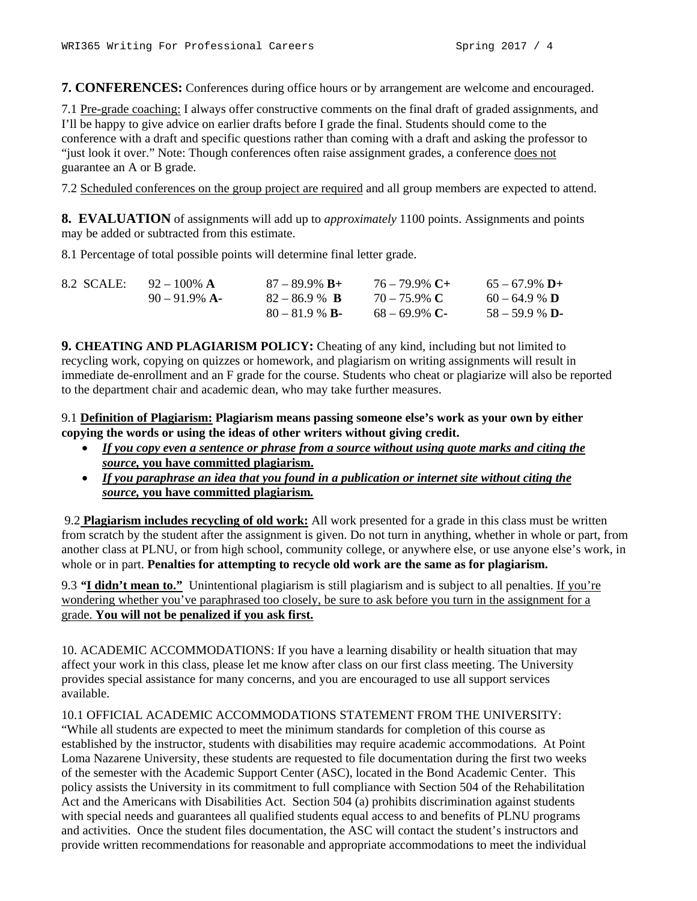**7. CONFERENCES:** Conferences during office hours or by arrangement are welcome and encouraged.

7.1 <u>Pre-grade coaching:</u> I always offer constructive comments on the final draft of graded assignments, and I'll be happy to give advice on earlier drafts before I grade the final. Students should come to the conference with a draft and specific questions rather than coming with a draft and asking the professor to "just look it over." Note: Though conferences often raise assignment grades, a conference <u>does not</u> guarantee an A or B grade.

7.2 <u>Scheduled conferences on the group project are required</u> and all group members are expected to attend.

**8. EVALUATION** of assignments will add up to *approximately* 1100 points. Assignments and points may be added or subtracted from this estimate.

8.1 Percentage of total possible points will determine final letter grade.

| 8.2 SCALE: | | | | |
|---|---|---|---|---|
| | 92 – 100% **A** | 87 – 89.9% **B+** | 76 – 79.9% **C+** | 65 – 67.9% **D+** |
| | 90 – 91.9% **A-** | 82 – 86.9 % **B** | 70 – 75.9% **C** | 60 – 64.9 % **D** |
| | | 80 – 81.9 % **B-** | 68 – 69.9% **C-** | 58 – 59.9 % **D-** |

**9. CHEATING AND PLAGIARISM POLICY:** Cheating of any kind, including but not limited to recycling work, copying on quizzes or homework, and plagiarism on writing assignments will result in immediate de-enrollment and an F grade for the course. Students who cheat or plagiarize will also be reported to the department chair and academic dean, who may take further measures.

9.1 **<u>Definition of Plagiarism:</u> Plagiarism means passing someone else's work as your own by either copying the words or using the ideas of other writers without giving credit.**

- ***<u>If you copy even a sentence or phrase from a source without using quote marks and citing the source,</u>* <u>you have committed plagiarism.</u>**
- ***<u>If you paraphrase an idea that you found in a publication or internet site without citing the source,</u>* <u>you have committed plagiarism.</u>**

9.2 **<u>Plagiarism includes recycling of old work:</u>** All work presented for a grade in this class must be written from scratch by the student after the assignment is given. Do not turn in anything, whether in whole or part, from another class at PLNU, or from high school, community college, or anywhere else, or use anyone else's work, in whole or in part. **Penalties for attempting to recycle old work are the same as for plagiarism.**

9.3 **<u>"I didn't mean to."</u>** Unintentional plagiarism is still plagiarism and is subject to all penalties. <u>If you're wondering whether you've paraphrased too closely, be sure to ask before you turn in the assignment for a grade.</u> **<u>You will not be penalized if you ask first.</u>**

10. ACADEMIC ACCOMMODATIONS: If you have a learning disability or health situation that may affect your work in this class, please let me know after class on our first class meeting. The University provides special assistance for many concerns, and you are encouraged to use all support services available.

10.1 OFFICIAL ACADEMIC ACCOMMODATIONS STATEMENT FROM THE UNIVERSITY: "While all students are expected to meet the minimum standards for completion of this course as established by the instructor, students with disabilities may require academic accommodations. At Point Loma Nazarene University, these students are requested to file documentation during the first two weeks of the semester with the Academic Support Center (ASC), located in the Bond Academic Center. This policy assists the University in its commitment to full compliance with Section 504 of the Rehabilitation Act and the Americans with Disabilities Act. Section 504 (a) prohibits discrimination against students with special needs and guarantees all qualified students equal access to and benefits of PLNU programs and activities. Once the student files documentation, the ASC will contact the student's instructors and provide written recommendations for reasonable and appropriate accommodations to meet the individual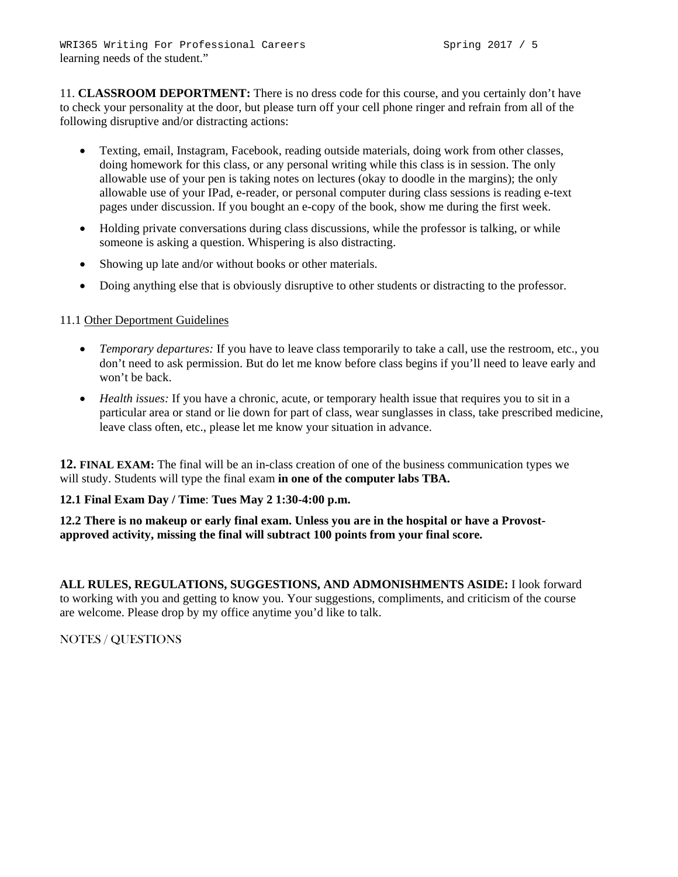learning needs of the student."

11. **CLASSROOM DEPORTMENT:** There is no dress code for this course, and you certainly don't have to check your personality at the door, but please turn off your cell phone ringer and refrain from all of the following disruptive and/or distracting actions:

- Texting, email, Instagram, Facebook, reading outside materials, doing work from other classes, doing homework for this class, or any personal writing while this class is in session. The only allowable use of your pen is taking notes on lectures (okay to doodle in the margins); the only allowable use of your IPad, e-reader, or personal computer during class sessions is reading e-text pages under discussion. If you bought an e-copy of the book, show me during the first week.
- Holding private conversations during class discussions, while the professor is talking, or while someone is asking a question. Whispering is also distracting.
- Showing up late and/or without books or other materials.
- Doing anything else that is obviously disruptive to other students or distracting to the professor.

11.1 Other Deportment Guidelines

- *Temporary departures:* If you have to leave class temporarily to take a call, use the restroom, etc., you don't need to ask permission. But do let me know before class begins if you'll need to leave early and won't be back.
- *Health issues:* If you have a chronic, acute, or temporary health issue that requires you to sit in a particular area or stand or lie down for part of class, wear sunglasses in class, take prescribed medicine, leave class often, etc., please let me know your situation in advance.

**12. FINAL EXAM:** The final will be an in-class creation of one of the business communication types we will study. Students will type the final exam **in one of the computer labs TBA.**

**12.1 Final Exam Day / Time**: **Tues May 2 1:30-4:00 p.m.**

**12.2 There is no makeup or early final exam. Unless you are in the hospital or have a Provost-approved activity, missing the final will subtract 100 points from your final score.**

**ALL RULES, REGULATIONS, SUGGESTIONS, AND ADMONISHMENTS ASIDE:** I look forward to working with you and getting to know you. Your suggestions, compliments, and criticism of the course are welcome. Please drop by my office anytime you'd like to talk.

NOTES / QUESTIONS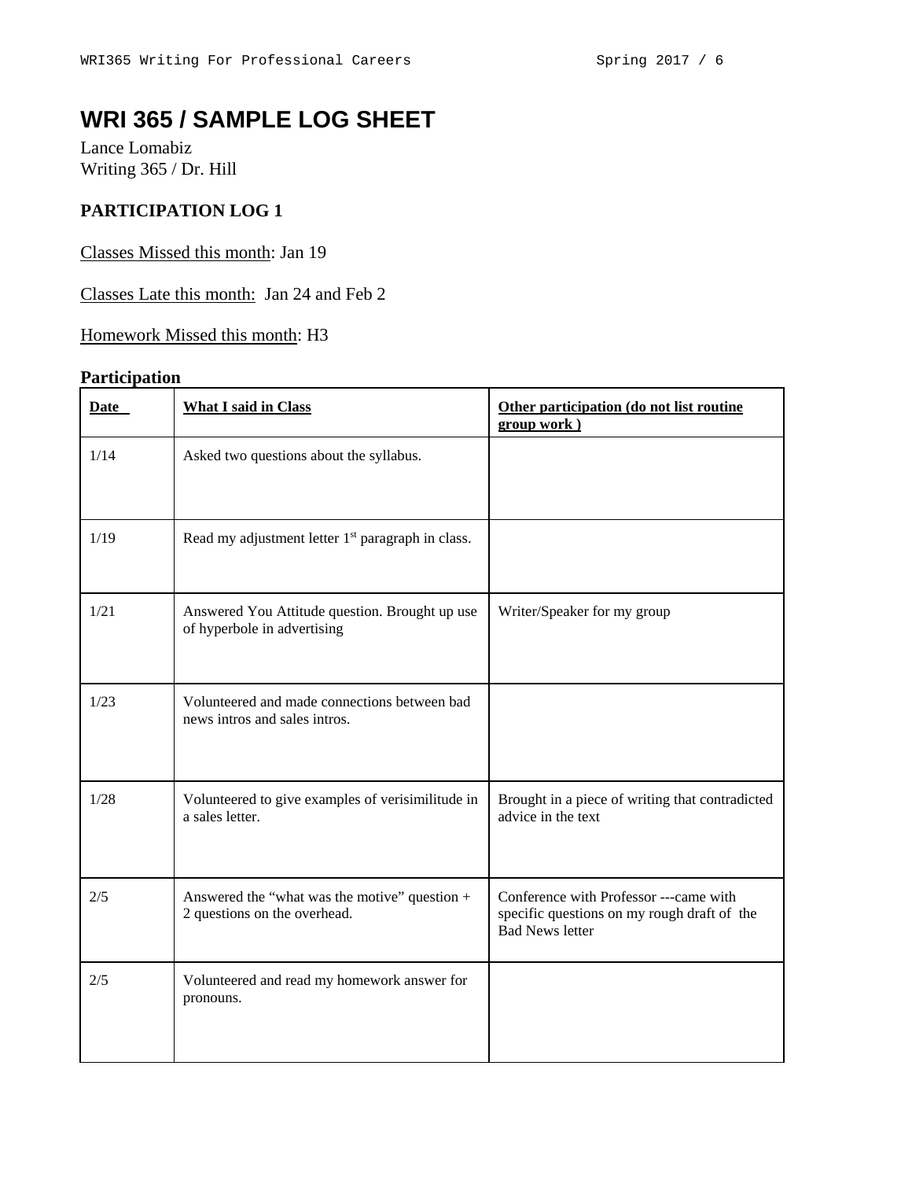# WRI 365 / SAMPLE LOG SHEET

Lance Lomabiz
Writing 365 / Dr. Hill

**PARTICIPATION LOG 1**

Classes Missed this month: Jan 19

Classes Late this month: Jan 24 and Feb 2

Homework Missed this month: H3

**Participation**

| Date | What I said in Class | Other participation (do not list routine group work ) |
|---|---|---|
| 1/14 | Asked two questions about the syllabus. | |
| 1/19 | Read my adjustment letter 1st paragraph in class. | |
| 1/21 | Answered You Attitude question. Brought up use of hyperbole in advertising | Writer/Speaker for my group |
| 1/23 | Volunteered and made connections between bad news intros and sales intros. | |
| 1/28 | Volunteered to give examples of verisimilitude in a sales letter. | Brought in a piece of writing that contradicted advice in the text |
| 2/5 | Answered the "what was the motive" question + 2 questions on the overhead. | Conference with Professor ---came with specific questions on my rough draft of the Bad News letter |
| 2/5 | Volunteered and read my homework answer for pronouns. | |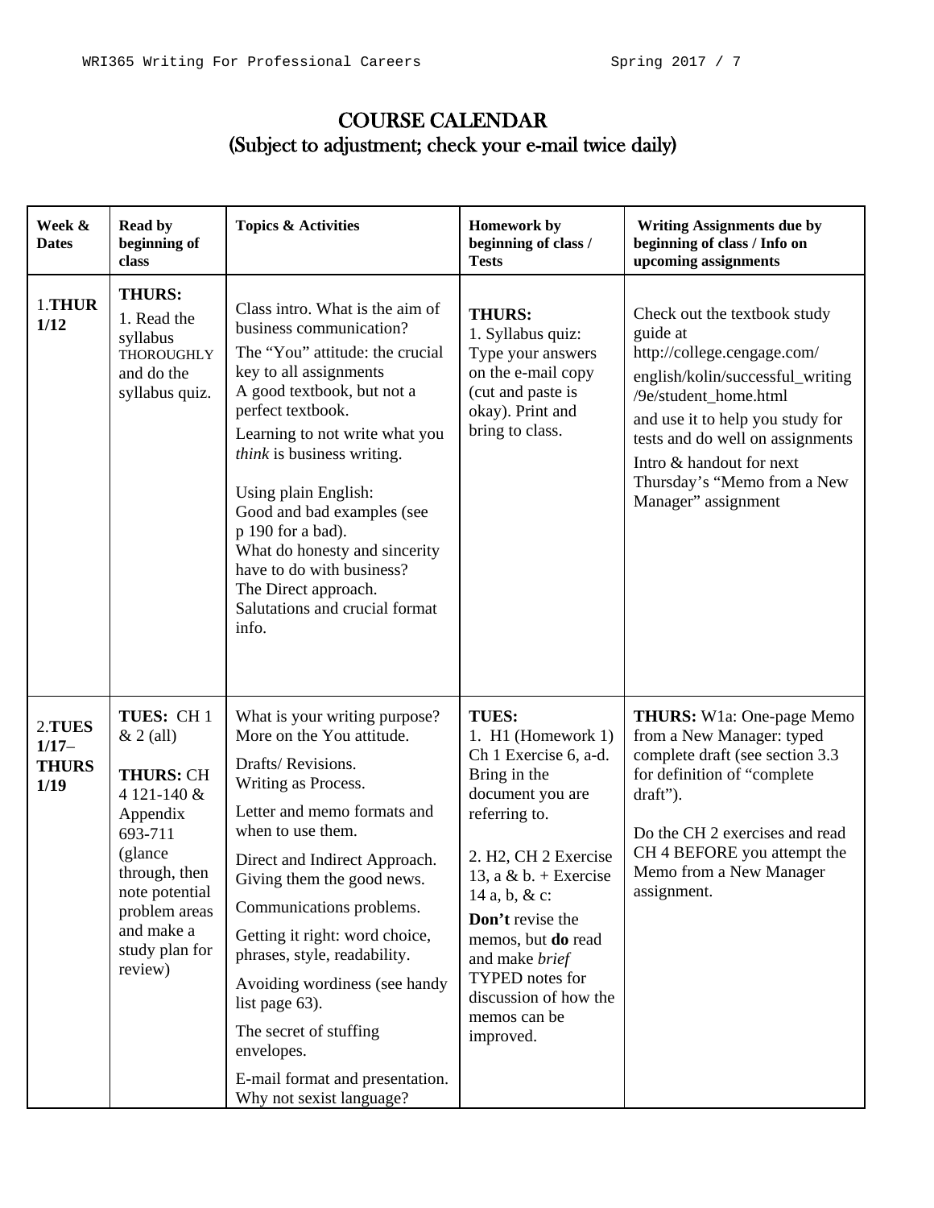# COURSE CALENDAR
## (Subject to adjustment; check your e-mail twice daily)

| Week & Dates | Read by beginning of class | Topics & Activities | Homework by beginning of class / Tests | Writing Assignments due by beginning of class / Info on upcoming assignments |
|---|---|---|---|---|
| 1.**THUR 1/12** | **THURS:** 1. Read the syllabus THOROUGHLY and do the syllabus quiz. | Class intro. What is the aim of business communication?<br>The "You" attitude: the crucial key to all assignments<br>A good textbook, but not a perfect textbook.<br>Learning to not write what you *think* is business writing.<br><br>Using plain English:<br>Good and bad examples (see p 190 for a bad).<br>What do honesty and sincerity have to do with business?<br>The Direct approach.<br>Salutations and crucial format info. | **THURS:**<br>1. Syllabus quiz: Type your answers on the e-mail copy (cut and paste is okay). Print and bring to class. | Check out the textbook study guide at http://college.cengage.com/english/kolin/successful_writing/9e/student_home.html and use it to help you study for tests and do well on assignments<br>Intro & handout for next Thursday's "Memo from a New Manager" assignment |
| 2.**TUES 1/17– THURS 1/19** | **TUES:** CH 1 & 2 (all)<br><br>**THURS:** CH 4 121-140 & Appendix 693-711 (glance through, then note potential problem areas and make a study plan for review) | What is your writing purpose? More on the You attitude.<br>Drafts/ Revisions.<br>Writing as Process.<br>Letter and memo formats and when to use them.<br>Direct and Indirect Approach. Giving them the good news.<br>Communications problems.<br>Getting it right: word choice, phrases, style, readability.<br>Avoiding wordiness (see handy list page 63).<br>The secret of stuffing envelopes.<br>E-mail format and presentation. Why not sexist language? | **TUES:**<br>1. H1 (Homework 1) Ch 1 Exercise 6, a-d. Bring in the document you are referring to.<br><br>2. H2, CH 2 Exercise 13, a & b. + Exercise 14 a, b, & c:<br>**Don't** revise the memos, but **do** read and make *brief* TYPED notes for discussion of how the memos can be improved. | **THURS:** W1a: One-page Memo from a New Manager: typed complete draft (see section 3.3 for definition of "complete draft").<br><br>Do the CH 2 exercises and read CH 4 BEFORE you attempt the Memo from a New Manager assignment. |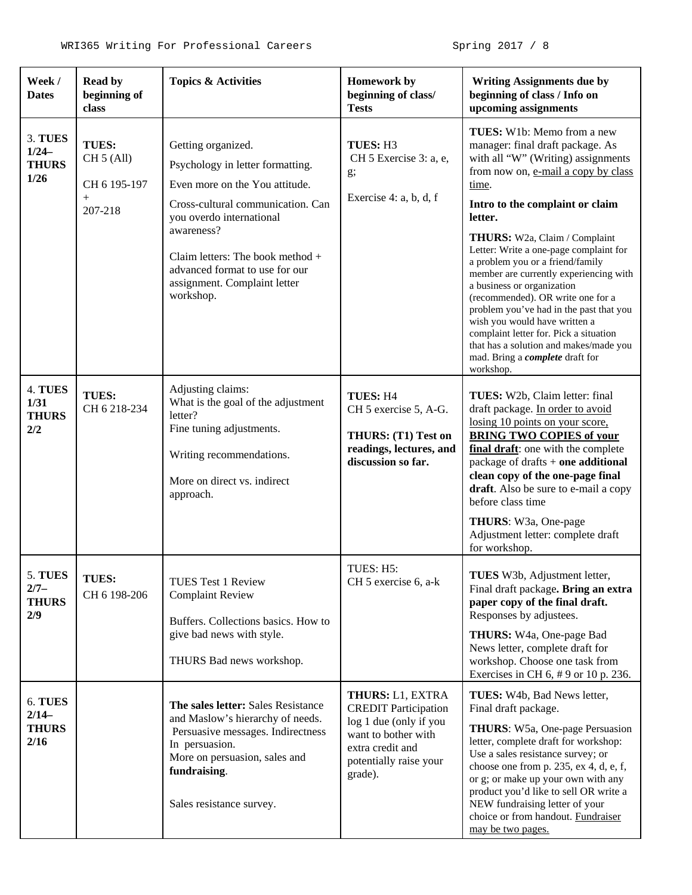| Week / Dates | Read by beginning of class | Topics & Activities | Homework by beginning of class/ Tests | Writing Assignments due by beginning of class / Info on upcoming assignments |
|---|---|---|---|---|
| 3. **TUES 1/24– THURS 1/26** | **TUES:** CH 5 (All)<br><br>CH 6 195-197 + 207-218 | Getting organized.<br><br>Psychology in letter formatting.<br><br>Even more on the You attitude.<br><br>Cross-cultural communication. Can you overdo international awareness?<br><br>Claim letters: The book method + advanced format to use for our assignment. Complaint letter workshop. | **TUES:** H3<br>CH 5 Exercise 3: a, e, g;<br><br>Exercise 4: a, b, d, f | **TUES:** W1b: Memo from a new manager: final draft package. As with all "W" (Writing) assignments from now on, e-mail a copy by class time.<br><br>**Intro to the complaint or claim letter.**<br><br>**THURS:** W2a, Claim / Complaint Letter: Write a one-page complaint for a problem you or a friend/family member are currently experiencing with a business or organization (recommended). OR write one for a problem you've had in the past that you wish you would have written a complaint letter for. Pick a situation that has a solution and makes/made you mad. Bring a ***complete*** draft for workshop. |
| 4. **TUES 1/31 THURS 2/2** | **TUES:** CH 6 218-234 | Adjusting claims:<br>What is the goal of the adjustment letter?<br>Fine tuning adjustments.<br><br>Writing recommendations.<br><br>More on direct vs. indirect approach. | **TUES:** H4<br>CH 5 exercise 5, A-G.<br><br>**THURS: (T1) Test on readings, lectures, and discussion so far.** | **TUES:** W2b, Claim letter: final draft package. In order to avoid losing 10 points on your score, **BRING TWO COPIES of your final draft**: one with the complete package of drafts + **one additional clean copy of the one-page final draft**. Also be sure to e-mail a copy before class time<br><br>**THURS**: W3a, One-page Adjustment letter: complete draft for workshop. |
| 5. **TUES 2/7– THURS 2/9** | **TUES:** CH 6 198-206 | TUES Test 1 Review<br>Complaint Review<br><br>Buffers. Collections basics. How to give bad news with style.<br><br>THURS Bad news workshop. | TUES: H5:<br>CH 5 exercise 6, a-k | **TUES** W3b, Adjustment letter, Final draft package**. Bring an extra paper copy of the final draft.** Responses by adjustees.<br><br>**THURS:** W4a, One-page Bad News letter, complete draft for workshop. Choose one task from Exercises in CH 6, # 9 or 10 p. 236. |
| 6. **TUES 2/14– THURS 2/16** | | **The sales letter:** Sales Resistance and Maslow's hierarchy of needs.<br>Persuasive messages. Indirectness In persuasion.<br>More on persuasion, sales and **fundraising**.<br><br>Sales resistance survey. | **THURS:** L1, EXTRA CREDIT Participation log 1 due (only if you want to bother with extra credit and potentially raise your grade). | **TUES:** W4b, Bad News letter, Final draft package.<br><br>**THURS**: W5a, One-page Persuasion letter, complete draft for workshop: Use a sales resistance survey; or choose one from p. 235, ex 4, d, e, f, or g; or make up your own with any product you'd like to sell OR write a NEW fundraising letter of your choice or from handout. Fundraiser may be two pages. |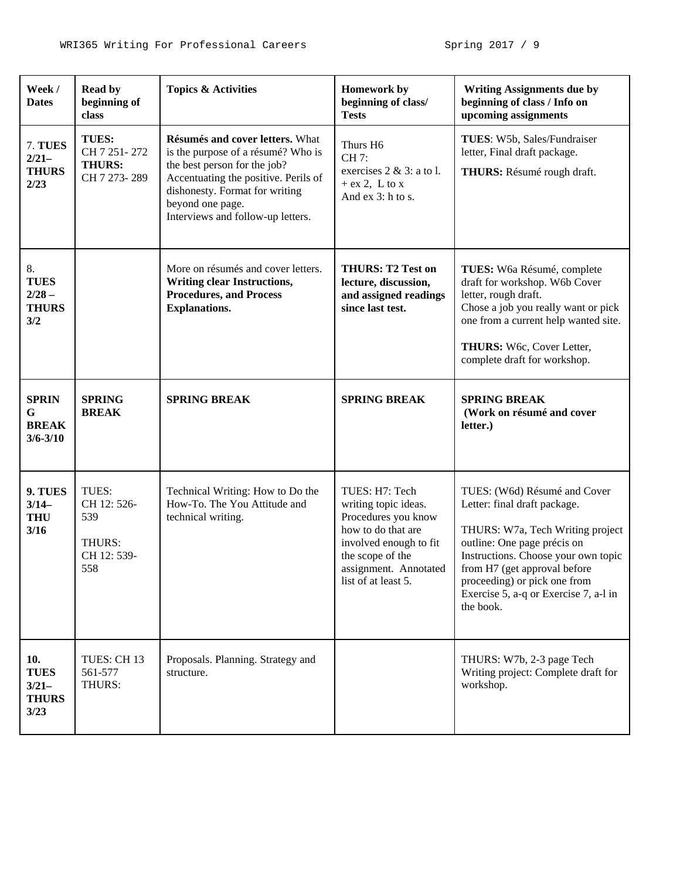| Week / Dates | Read by beginning of class | Topics & Activities | Homework by beginning of class/ Tests | Writing Assignments due by beginning of class / Info on upcoming assignments |
|---|---|---|---|---|
| 7. **TUES 2/21– THURS 2/23** | **TUES:** CH 7 251- 272 **THURS:** CH 7 273- 289 | **Résumés and cover letters.** What is the purpose of a résumé? Who is the best person for the job? Accentuating the positive. Perils of dishonesty. Format for writing beyond one page. Interviews and follow-up letters. | Thurs H6 CH 7: exercises 2 & 3: a to l. + ex 2, L to x And ex 3: h to s. | **TUES**: W5b, Sales/Fundraiser letter, Final draft package. **THURS:** Résumé rough draft. |
| 8. **TUES 2/28 – THURS 3/2** | | More on résumés and cover letters. **Writing clear Instructions, Procedures, and Process Explanations.** | **THURS: T2 Test on lecture, discussion, and assigned readings since last test.** | **TUES:** W6a Résumé, complete draft for workshop. W6b Cover letter, rough draft. Chose a job you really want or pick one from a current help wanted site. **THURS:** W6c, Cover Letter, complete draft for workshop. |
| **SPRING BREAK 3/6-3/10** | **SPRING BREAK** | **SPRING BREAK** | **SPRING BREAK** | **SPRING BREAK (Work on résumé and cover letter.)** |
| **9. TUES 3/14– THU 3/16** | TUES: CH 12: 526-539 THURS: CH 12: 539-558 | Technical Writing: How to Do the How-To. The You Attitude and technical writing. | TUES: H7: Tech writing topic ideas. Procedures you know how to do that are involved enough to fit the scope of the assignment. Annotated list of at least 5. | TUES: (W6d) Résumé and Cover Letter: final draft package. THURS: W7a, Tech Writing project outline: One page précis on Instructions. Choose your own topic from H7 (get approval before proceeding) or pick one from Exercise 5, a-q or Exercise 7, a-l in the book. |
| **10. TUES 3/21– THURS 3/23** | TUES: CH 13 561-577 THURS: | Proposals. Planning. Strategy and structure. | | THURS: W7b, 2-3 page Tech Writing project: Complete draft for workshop. |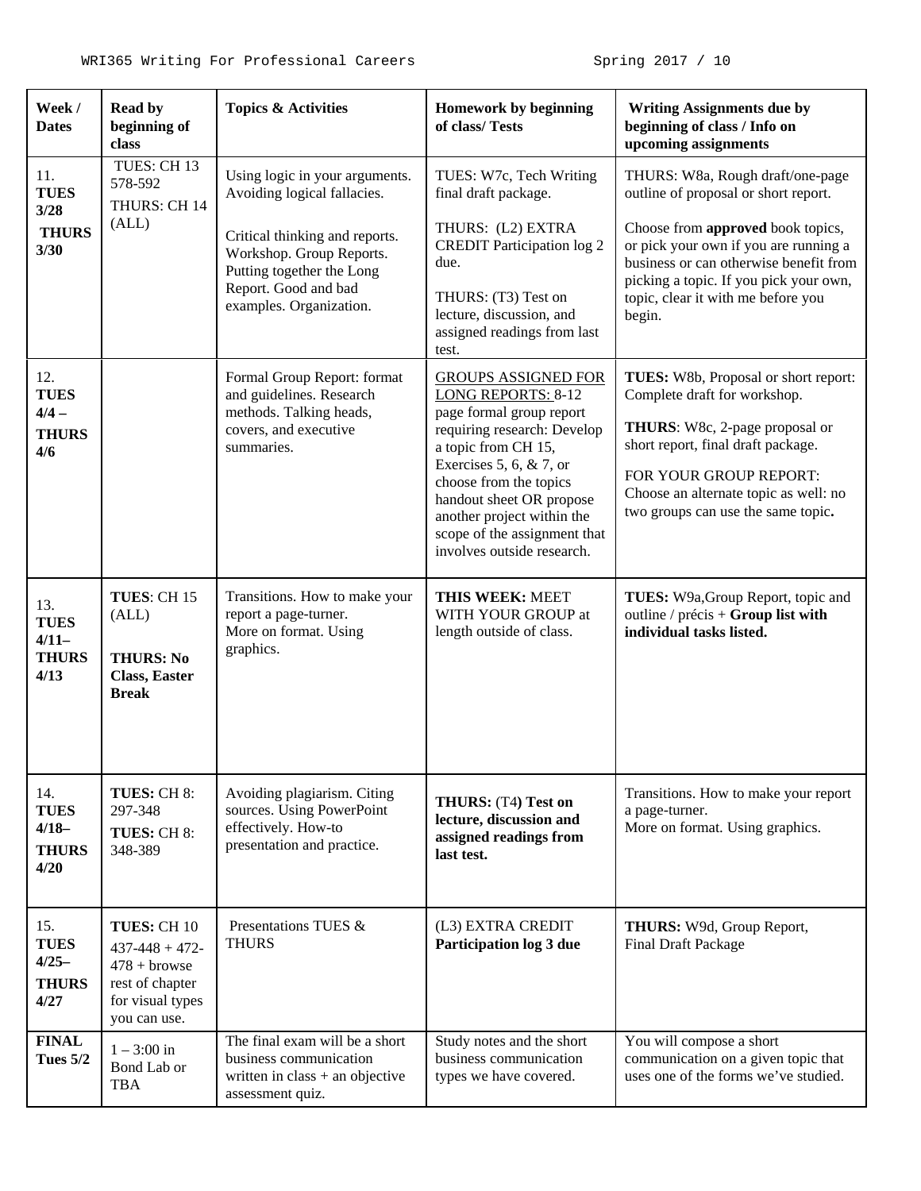| Week / Dates | Read by beginning of class | Topics & Activities | Homework by beginning of class/ Tests | Writing Assignments due by beginning of class / Info on upcoming assignments |
|---|---|---|---|---|
| 11. **TUES 3/28** **THURS 3/30** | TUES: CH 13 578-592<br>THURS: CH 14 (ALL) | Using logic in your arguments. Avoiding logical fallacies.<br><br>Critical thinking and reports. Workshop. Group Reports. Putting together the Long Report. Good and bad examples. Organization. | TUES: W7c, Tech Writing final draft package.<br><br>THURS: (L2) EXTRA CREDIT Participation log 2 due.<br><br>THURS: (T3) Test on lecture, discussion, and assigned readings from last test. | THURS: W8a, Rough draft/one-page outline of proposal or short report.<br><br>Choose from **approved** book topics, or pick your own if you are running a business or can otherwise benefit from picking a topic. If you pick your own, topic, clear it with me before you begin. |
| 12. **TUES 4/4 – THURS 4/6** | | Formal Group Report: format and guidelines. Research methods. Talking heads, covers, and executive summaries. | GROUPS ASSIGNED FOR LONG REPORTS: 8-12 page formal group report requiring research: Develop a topic from CH 15, Exercises 5, 6, & 7, or choose from the topics handout sheet OR propose another project within the scope of the assignment that involves outside research. | **TUES:** W8b, Proposal or short report: Complete draft for workshop.<br><br>**THURS**: W8c, 2-page proposal or short report, final draft package.<br><br>FOR YOUR GROUP REPORT: Choose an alternate topic as well: no two groups can use the same topic**.** |
| 13. **TUES 4/11– THURS 4/13** | **TUES**: CH 15 (ALL)<br><br>**THURS: No Class, Easter Break** | Transitions. How to make your report a page-turner.<br>More on format. Using graphics. | **THIS WEEK:** MEET WITH YOUR GROUP at length outside of class. | **TUES:** W9a,Group Report, topic and outline / précis + **Group list with individual tasks listed.** |
| 14. **TUES 4/18– THURS 4/20** | **TUES:** CH 8: 297-348<br>**TUES:** CH 8: 348-389 | Avoiding plagiarism. Citing sources. Using PowerPoint effectively. How-to presentation and practice. | **THURS:** (T4**) Test on lecture, discussion and assigned readings from last test.** | Transitions. How to make your report a page-turner.<br>More on format. Using graphics. |
| 15. **TUES 4/25– THURS 4/27** | **TUES:** CH 10 437-448 + 472-478 + browse rest of chapter for visual types you can use. | Presentations TUES & THURS | (L3) EXTRA CREDIT **Participation log 3 due** | **THURS:** W9d, Group Report, Final Draft Package |
| **FINAL Tues 5/2** | 1 – 3:00 in Bond Lab or TBA | The final exam will be a short business communication written in class + an objective assessment quiz. | Study notes and the short business communication types we have covered. | You will compose a short communication on a given topic that uses one of the forms we've studied. |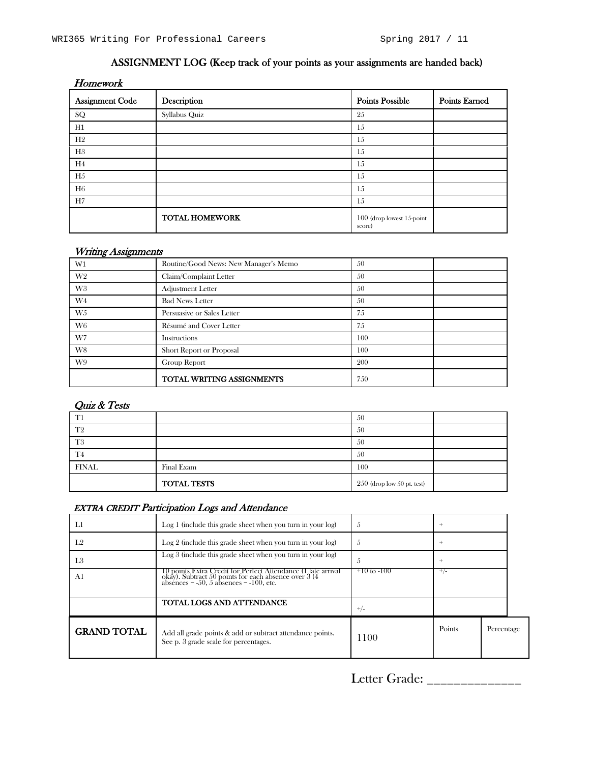## ASSIGNMENT LOG (Keep track of your points as your assignments are handed back)

### *Homework*

| Assignment Code | Description | Points Possible | Points Earned |
|---|---|---|---|
| SQ | Syllabus Quiz | 25 | |
| H1 | | 15 | |
| H2 | | 15 | |
| H3 | | 15 | |
| H4 | | 15 | |
| H5 | | 15 | |
| H6 | | 15 | |
| H7 | | 15 | |
| | TOTAL HOMEWORK | 100 (drop lowest 15-point score) | |

### *Writing Assignments*

| | | | |
|---|---|---|---|
| W1 | Routine/Good News: New Manager's Memo | 50 | |
| W2 | Claim/Complaint Letter | 50 | |
| W3 | Adjustment Letter | 50 | |
| W4 | Bad News Letter | 50 | |
| W5 | Persuasive or Sales Letter | 75 | |
| W6 | Résumé and Cover Letter | 75 | |
| W7 | Instructions | 100 | |
| W8 | Short Report or Proposal | 100 | |
| W9 | Group Report | 200 | |
| | TOTAL WRITING ASSIGNMENTS | 750 | |

### *Quiz & Tests*

| | | | |
|---|---|---|---|
| T1 | | 50 | |
| T2 | | 50 | |
| T3 | | 50 | |
| T4 | | 50 | |
| FINAL | Final Exam | 100 | |
| | TOTAL TESTS | 250 (drop low 50 pt. test) | |

### *EXTRA CREDIT Participation Logs and Attendance*

| | | | | |
|---|---|---|---|---|
| L1 | Log 1 (include this grade sheet when you turn in your log) | 5 | + | |
| L2 | Log 2 (include this grade sheet when you turn in your log) | 5 | + | |
| L3 | Log 3 (include this grade sheet when you turn in your log) | 5 | + | |
| A1 | 10 points Extra Credit for Perfect Attendance (1 late arrival okay). Subtract 50 points for each absence over 3 (4 absences = -50, 5 absences = -100, etc. | +10 to -100 | +/- | |
| | TOTAL LOGS AND ATTENDANCE | +/- | | |
| **GRAND TOTAL** | Add all grade points & add or subtract attendance points. See p. 3 grade scale for percentages. | 1100 | Points | Percentage |

Letter Grade: ______________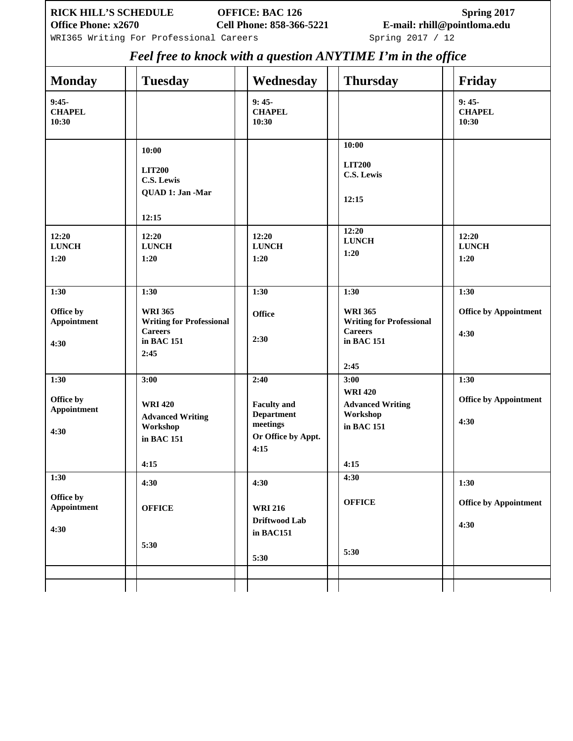**RICK HILL'S SCHEDULE** **OFFICE: BAC 126** **Spring 2017**
**Office Phone: x2670** **Cell Phone: 858-366-5221** **E-mail: rhill@pointloma.edu**

## *Feel free to knock with a question ANYTIME I'm in the office*

| Monday | Tuesday | Wednesday | Thursday | Friday |
|---|---|---|---|---|
| 9:45- CHAPEL 10:30 | | 9: 45- CHAPEL 10:30 | | 9: 45- CHAPEL 10:30 |
| | 10:00 LIT200 C.S. Lewis QUAD 1: Jan -Mar 12:15 | | 10:00 LIT200 C.S. Lewis 12:15 | |
| 12:20 LUNCH 1:20 | 12:20 LUNCH 1:20 | 12:20 LUNCH 1:20 | 12:20 LUNCH 1:20 | 12:20 LUNCH 1:20 |
| 1:30 Office by Appointment 4:30 | 1:30 WRI 365 Writing for Professional Careers in BAC 151 2:45 | 1:30 Office 2:30 | 1:30 WRI 365 Writing for Professional Careers in BAC 151 2:45 | 1:30 Office by Appointment 4:30 |
| 1:30 Office by Appointment 4:30 | 3:00 WRI 420 Advanced Writing Workshop in BAC 151 4:15 | 2:40 Faculty and Department meetings Or Office by Appt. 4:15 | 3:00 WRI 420 Advanced Writing Workshop in BAC 151 4:15 | 1:30 Office by Appointment 4:30 |
| 1:30 Office by Appointment 4:30 | 4:30 OFFICE 5:30 | 4:30 WRI 216 Driftwood Lab in BAC151 5:30 | 4:30 OFFICE 5:30 | 1:30 Office by Appointment 4:30 |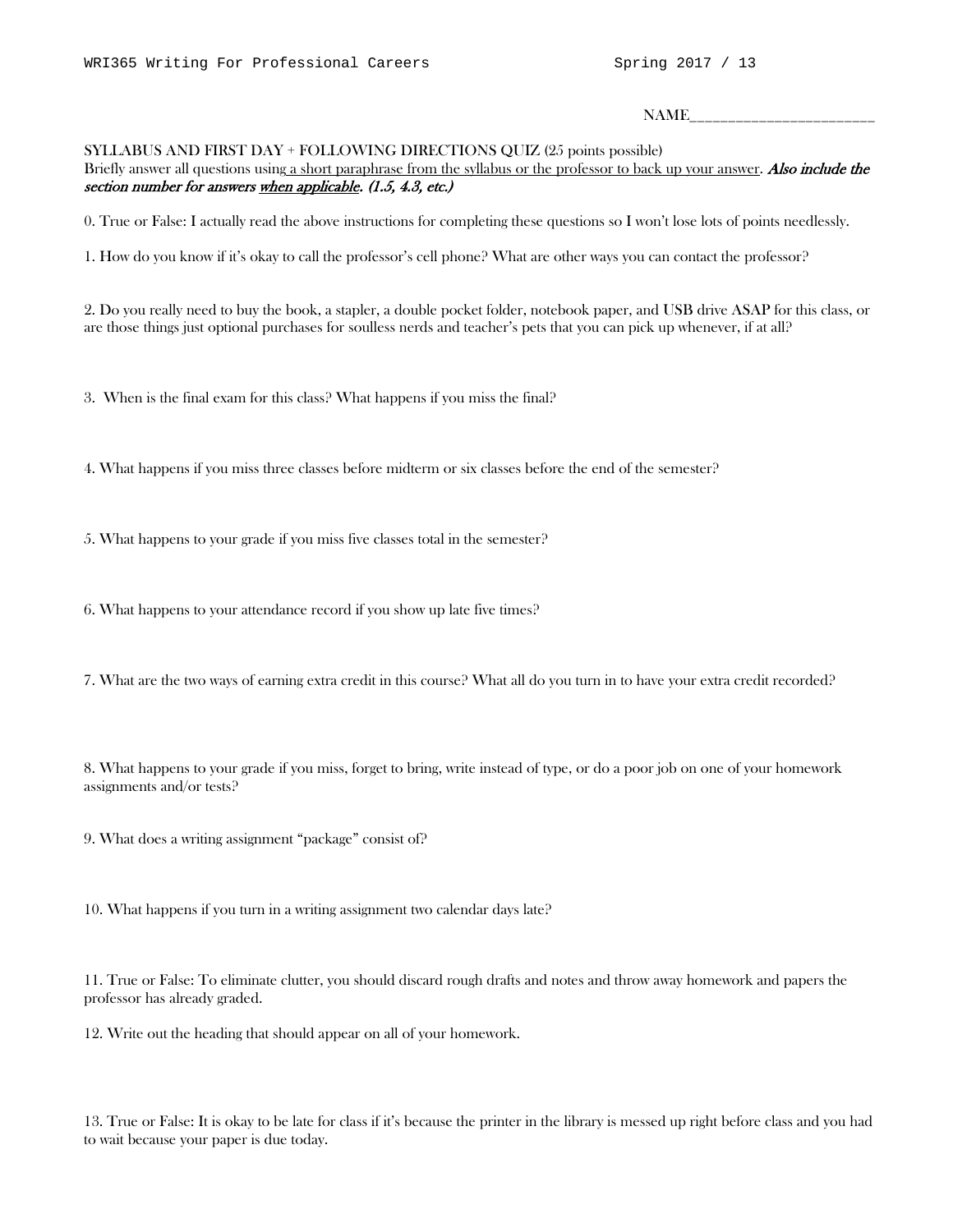NAME_______________________

SYLLABUS AND FIRST DAY + FOLLOWING DIRECTIONS QUIZ (25 points possible)
Briefly answer all questions using a short paraphrase from the syllabus or the professor to back up your answer. ***Also include the section number for answers when applicable. (1.5, 4.3, etc.)***

0. True or False: I actually read the above instructions for completing these questions so I won't lose lots of points needlessly.

1. How do you know if it's okay to call the professor's cell phone? What are other ways you can contact the professor?

2. Do you really need to buy the book, a stapler, a double pocket folder, notebook paper, and USB drive ASAP for this class, or are those things just optional purchases for soulless nerds and teacher's pets that you can pick up whenever, if at all?

3. When is the final exam for this class? What happens if you miss the final?

4. What happens if you miss three classes before midterm or six classes before the end of the semester?

5. What happens to your grade if you miss five classes total in the semester?

6. What happens to your attendance record if you show up late five times?

7. What are the two ways of earning extra credit in this course? What all do you turn in to have your extra credit recorded?

8. What happens to your grade if you miss, forget to bring, write instead of type, or do a poor job on one of your homework assignments and/or tests?

9. What does a writing assignment "package" consist of?

10. What happens if you turn in a writing assignment two calendar days late?

11. True or False: To eliminate clutter, you should discard rough drafts and notes and throw away homework and papers the professor has already graded.

12. Write out the heading that should appear on all of your homework.

13. True or False: It is okay to be late for class if it's because the printer in the library is messed up right before class and you had to wait because your paper is due today.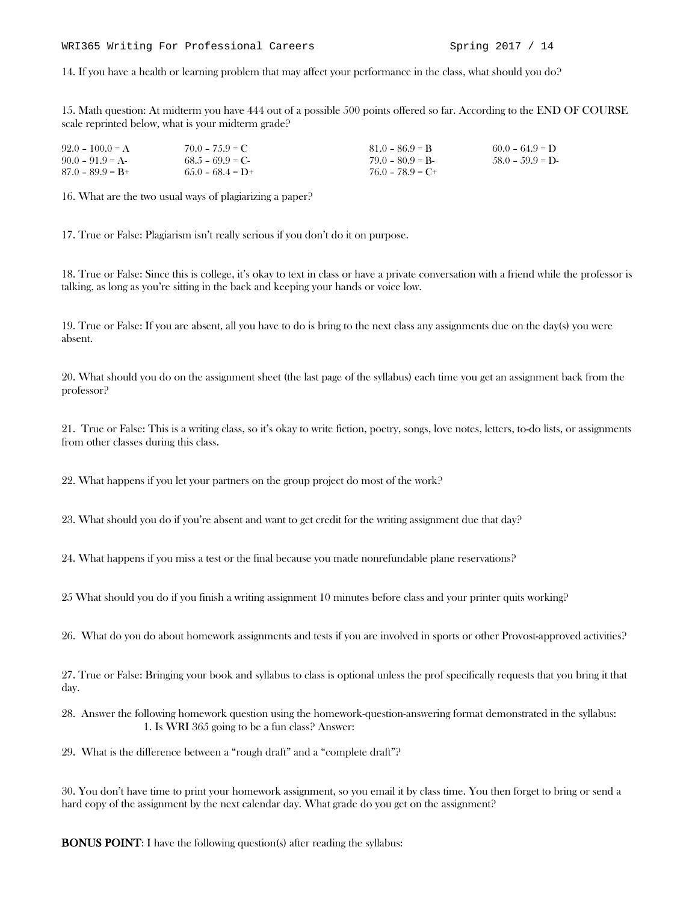14. If you have a health or learning problem that may affect your performance in the class, what should you do?

15. Math question: At midterm you have 444 out of a possible 500 points offered so far. According to the END OF COURSE scale reprinted below, what is your midterm grade?

| | | | |
|---|---|---|---|
| 92.0 – 100.0 = A | 70.0 – 75.9 = C | 81.0 – 86.9 = B | 60.0 – 64.9 = D |
| 90.0 – 91.9 = A- | 68.5 – 69.9 = C- | 79.0 – 80.9 = B- | 58.0 – 59.9 = D- |
| 87.0 – 89.9 = B+ | 65.0 – 68.4 = D+ | 76.0 – 78.9 = C+ | |

16. What are the two usual ways of plagiarizing a paper?

17. True or False: Plagiarism isn't really serious if you don't do it on purpose.

18. True or False: Since this is college, it's okay to text in class or have a private conversation with a friend while the professor is talking, as long as you're sitting in the back and keeping your hands or voice low.

19. True or False: If you are absent, all you have to do is bring to the next class any assignments due on the day(s) you were absent.

20. What should you do on the assignment sheet (the last page of the syllabus) each time you get an assignment back from the professor?

21. True or False: This is a writing class, so it's okay to write fiction, poetry, songs, love notes, letters, to-do lists, or assignments from other classes during this class.

22. What happens if you let your partners on the group project do most of the work?

23. What should you do if you're absent and want to get credit for the writing assignment due that day?

24. What happens if you miss a test or the final because you made nonrefundable plane reservations?

25 What should you do if you finish a writing assignment 10 minutes before class and your printer quits working?

26. What do you do about homework assignments and tests if you are involved in sports or other Provost-approved activities?

27. True or False: Bringing your book and syllabus to class is optional unless the prof specifically requests that you bring it that day.

28. Answer the following homework question using the homework-question-answering format demonstrated in the syllabus:
    1. Is WRI 365 going to be a fun class? Answer:

29. What is the difference between a "rough draft" and a "complete draft"?

30. You don't have time to print your homework assignment, so you email it by class time. You then forget to bring or send a hard copy of the assignment by the next calendar day. What grade do you get on the assignment?

**BONUS POINT**: I have the following question(s) after reading the syllabus: